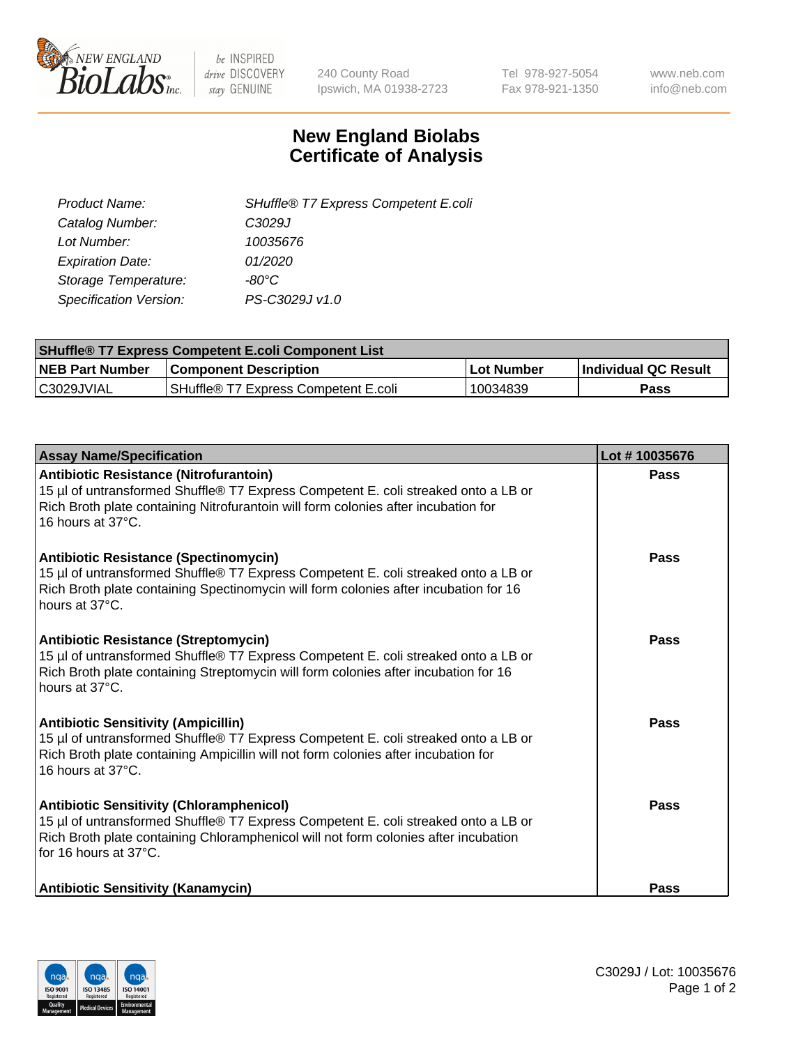# New England Biolabs Certificate of Analysis

| | |
|---|---|
| *Product Name:* | *SHuffle® T7 Express Competent E.coli* |
| *Catalog Number:* | *C3029J* |
| *Lot Number:* | *10035676* |
| *Expiration Date:* | *01/2020* |
| *Storage Temperature:* | *-80°C* |
| *Specification Version:* | *PS-C3029J v1.0* |

| **SHuffle® T7 Express Competent E.coli Component List** | | | |
|---|---|---|---|
| **NEB Part Number** | **Component Description** | **Lot Number** | **Individual QC Result** |
| C3029JVIAL | SHuffle® T7 Express Competent E.coli | 10034839 | **Pass** |

| **Assay Name/Specification** | **Lot # 10035676** |
|---|---|
| **Antibiotic Resistance (Nitrofurantoin)** 15 µl of untransformed Shuffle® T7 Express Competent E. coli streaked onto a LB or Rich Broth plate containing Nitrofurantoin will form colonies after incubation for 16 hours at 37°C. | **Pass** |
| **Antibiotic Resistance (Spectinomycin)** 15 µl of untransformed Shuffle® T7 Express Competent E. coli streaked onto a LB or Rich Broth plate containing Spectinomycin will form colonies after incubation for 16 hours at 37°C. | **Pass** |
| **Antibiotic Resistance (Streptomycin)** 15 µl of untransformed Shuffle® T7 Express Competent E. coli streaked onto a LB or Rich Broth plate containing Streptomycin will form colonies after incubation for 16 hours at 37°C. | **Pass** |
| **Antibiotic Sensitivity (Ampicillin)** 15 µl of untransformed Shuffle® T7 Express Competent E. coli streaked onto a LB or Rich Broth plate containing Ampicillin will not form colonies after incubation for 16 hours at 37°C. | **Pass** |
| **Antibiotic Sensitivity (Chloramphenicol)** 15 µl of untransformed Shuffle® T7 Express Competent E. coli streaked onto a LB or Rich Broth plate containing Chloramphenicol will not form colonies after incubation for 16 hours at 37°C. | **Pass** |
| **Antibiotic Sensitivity (Kanamycin)** | **Pass** |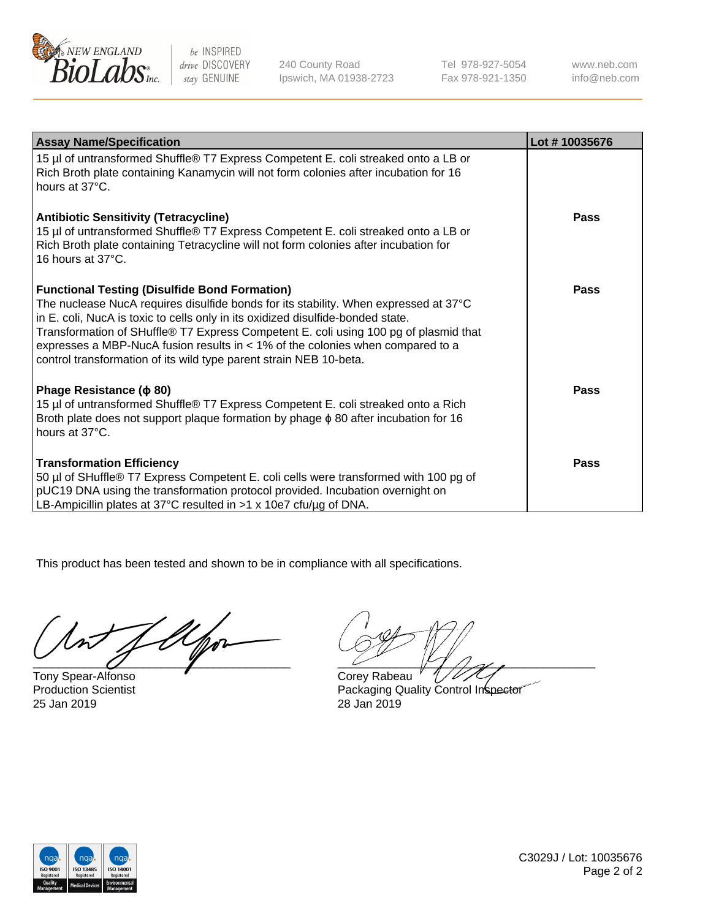240 County Road
Ipswich, MA 01938-2723

Tel 978-927-5054
Fax 978-921-1350

www.neb.com
info@neb.com

| Assay Name/Specification | Lot # 10035676 |
| --- | --- |
| 15 µl of untransformed Shuffle® T7 Express Competent E. coli streaked onto a LB or Rich Broth plate containing Kanamycin will not form colonies after incubation for 16 hours at 37°C. | |
| **Antibiotic Sensitivity (Tetracycline)**<br>15 µl of untransformed Shuffle® T7 Express Competent E. coli streaked onto a LB or Rich Broth plate containing Tetracycline will not form colonies after incubation for 16 hours at 37°C. | **Pass** |
| **Functional Testing (Disulfide Bond Formation)**<br>The nuclease NucA requires disulfide bonds for its stability. When expressed at 37°C in E. coli, NucA is toxic to cells only in its oxidized disulfide-bonded state. Transformation of SHuffle® T7 Express Competent E. coli using 100 pg of plasmid that expresses a MBP-NucA fusion results in < 1% of the colonies when compared to a control transformation of its wild type parent strain NEB 10-beta. | **Pass** |
| **Phage Resistance (ϕ 80)**<br>15 µl of untransformed Shuffle® T7 Express Competent E. coli streaked onto a Rich Broth plate does not support plaque formation by phage ϕ 80 after incubation for 16 hours at 37°C. | **Pass** |
| **Transformation Efficiency**<br>50 µl of SHuffle® T7 Express Competent E. coli cells were transformed with 100 pg of pUC19 DNA using the transformation protocol provided. Incubation overnight on LB-Ampicillin plates at 37°C resulted in >1 x 10e7 cfu/µg of DNA. | **Pass** |

This product has been tested and shown to be in compliance with all specifications.

Tony Spear-Alfonso
Production Scientist
25 Jan 2019

Corey Rabeau
Packaging Quality Control Inspector
28 Jan 2019

C3029J / Lot: 10035676